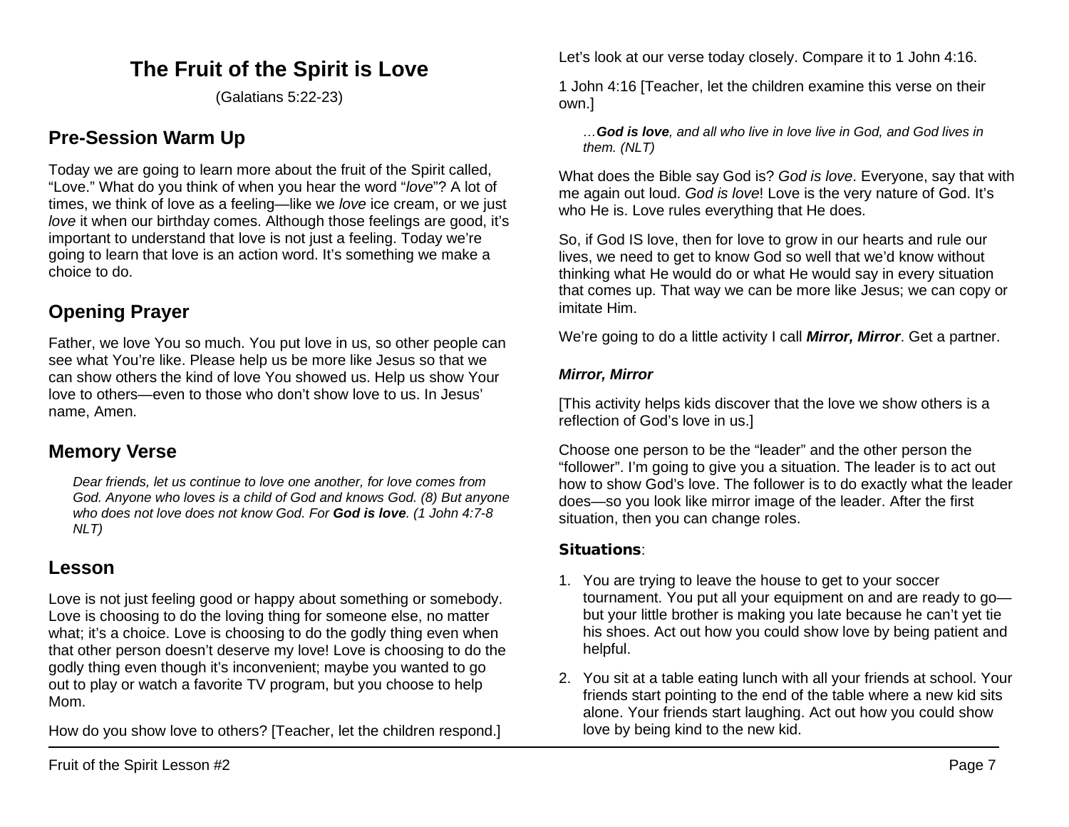# The Fruit of the Spirit is Love

(Galatians 5:22-23)

## Pre-Session Warm Up

Today we are going to learn more about the fruit of the Spirit called, "Love." What do you think of when you hear the word "*love*"? A lot of times, we think of love as a feeling—like we *love* ice cream, or we just *love* it when our birthday comes. Although those feelings are good, it's important to understand that love is not just a feeling. Today we're going to learn that love is an action word. It's something we make a choice to do.

## Opening Prayer

Father, we love You so much. You put love in us, so other people can see what You're like. Please help us be more like Jesus so that we can show others the kind of love You showed us. Help us show Your love to others—even to those who don't show love to us. In Jesus' name, Amen.

## Memory Verse

> *Dear friends, let us continue to love one another, for love comes from God. Anyone who loves is a child of God and knows God. (8) But anyone who does not love does not know God. For **God is love**. (1 John 4:7-8 NLT)*

## Lesson

Love is not just feeling good or happy about something or somebody. Love is choosing to do the loving thing for someone else, no matter what; it's a choice. Love is choosing to do the godly thing even when that other person doesn't deserve my love! Love is choosing to do the godly thing even though it's inconvenient; maybe you wanted to go out to play or watch a favorite TV program, but you choose to help Mom.

How do you show love to others? [Teacher, let the children respond.]

Let's look at our verse today closely. Compare it to 1 John 4:16.

1 John 4:16 [Teacher, let the children examine this verse on their own.]

> *…**God is love**, and all who live in love live in God, and God lives in them. (NLT)*

What does the Bible say God is? *God is love*. Everyone, say that with me again out loud. *God is love*! Love is the very nature of God. It's who He is. Love rules everything that He does.

So, if God IS love, then for love to grow in our hearts and rule our lives, we need to get to know God so well that we'd know without thinking what He would do or what He would say in every situation that comes up. That way we can be more like Jesus; we can copy or imitate Him.

We're going to do a little activity I call ***Mirror, Mirror***. Get a partner.

### *Mirror, Mirror*

[This activity helps kids discover that the love we show others is a reflection of God's love in us.]

Choose one person to be the "leader" and the other person the "follower". I'm going to give you a situation. The leader is to act out how to show God's love. The follower is to do exactly what the leader does—so you look like mirror image of the leader. After the first situation, then you can change roles.

**Situations**:

1. You are trying to leave the house to get to your soccer tournament. You put all your equipment on and are ready to go—but your little brother is making you late because he can't yet tie his shoes. Act out how you could show love by being patient and helpful.
2. You sit at a table eating lunch with all your friends at school. Your friends start pointing to the end of the table where a new kid sits alone. Your friends start laughing. Act out how you could show love by being kind to the new kid.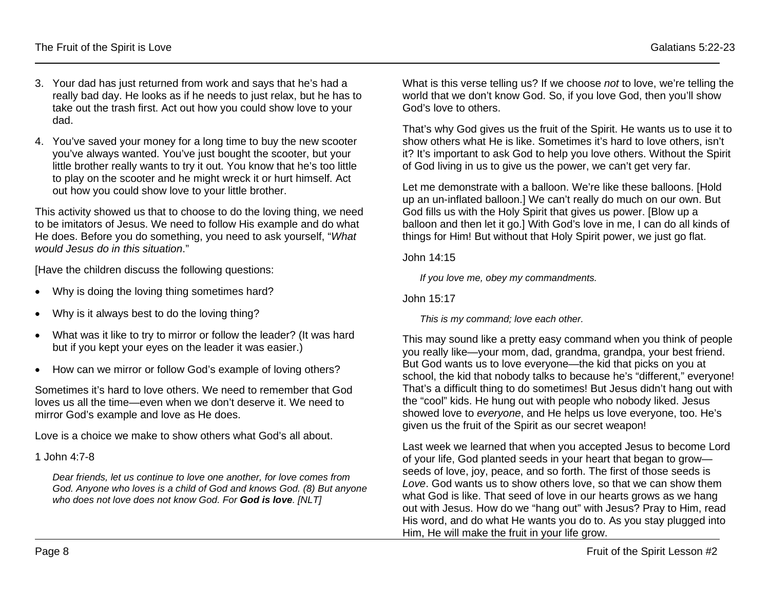3. Your dad has just returned from work and says that he's had a really bad day. He looks as if he needs to just relax, but he has to take out the trash first. Act out how you could show love to your dad.
4. You've saved your money for a long time to buy the new scooter you've always wanted. You've just bought the scooter, but your little brother really wants to try it out. You know that he's too little to play on the scooter and he might wreck it or hurt himself. Act out how you could show love to your little brother.

This activity showed us that to choose to do the loving thing, we need to be imitators of Jesus. We need to follow His example and do what He does. Before you do something, you need to ask yourself, "*What would Jesus do in this situation*."

[Have the children discuss the following questions:

- Why is doing the loving thing sometimes hard?
- Why is it always best to do the loving thing?
- What was it like to try to mirror or follow the leader? (It was hard but if you kept your eyes on the leader it was easier.)
- How can we mirror or follow God's example of loving others?

Sometimes it's hard to love others. We need to remember that God loves us all the time—even when we don't deserve it. We need to mirror God's example and love as He does.

Love is a choice we make to show others what God's all about.

1 John 4:7-8

> *Dear friends, let us continue to love one another, for love comes from God. Anyone who loves is a child of God and knows God. (8) But anyone who does not love does not know God. For **God is love**. [NLT]*

What is this verse telling us? If we choose *not* to love, we're telling the world that we don't know God. So, if you love God, then you'll show God's love to others.

That's why God gives us the fruit of the Spirit. He wants us to use it to show others what He is like. Sometimes it's hard to love others, isn't it? It's important to ask God to help you love others. Without the Spirit of God living in us to give us the power, we can't get very far.

Let me demonstrate with a balloon. We're like these balloons. [Hold up an un-inflated balloon.] We can't really do much on our own. But God fills us with the Holy Spirit that gives us power. [Blow up a balloon and then let it go.] With God's love in me, I can do all kinds of things for Him! But without that Holy Spirit power, we just go flat.

John 14:15

> *If you love me, obey my commandments.*

John 15:17

> *This is my command; love each other.*

This may sound like a pretty easy command when you think of people you really like—your mom, dad, grandma, grandpa, your best friend. But God wants us to love everyone—the kid that picks on you at school, the kid that nobody talks to because he's "different," everyone! That's a difficult thing to do sometimes! But Jesus didn't hang out with the "cool" kids. He hung out with people who nobody liked. Jesus showed love to *everyone*, and He helps us love everyone, too. He's given us the fruit of the Spirit as our secret weapon!

Last week we learned that when you accepted Jesus to become Lord of your life, God planted seeds in your heart that began to grow—seeds of love, joy, peace, and so forth. The first of those seeds is *Love*. God wants us to show others love, so that we can show them what God is like. That seed of love in our hearts grows as we hang out with Jesus. How do we "hang out" with Jesus? Pray to Him, read His word, and do what He wants you do to. As you stay plugged into Him, He will make the fruit in your life grow.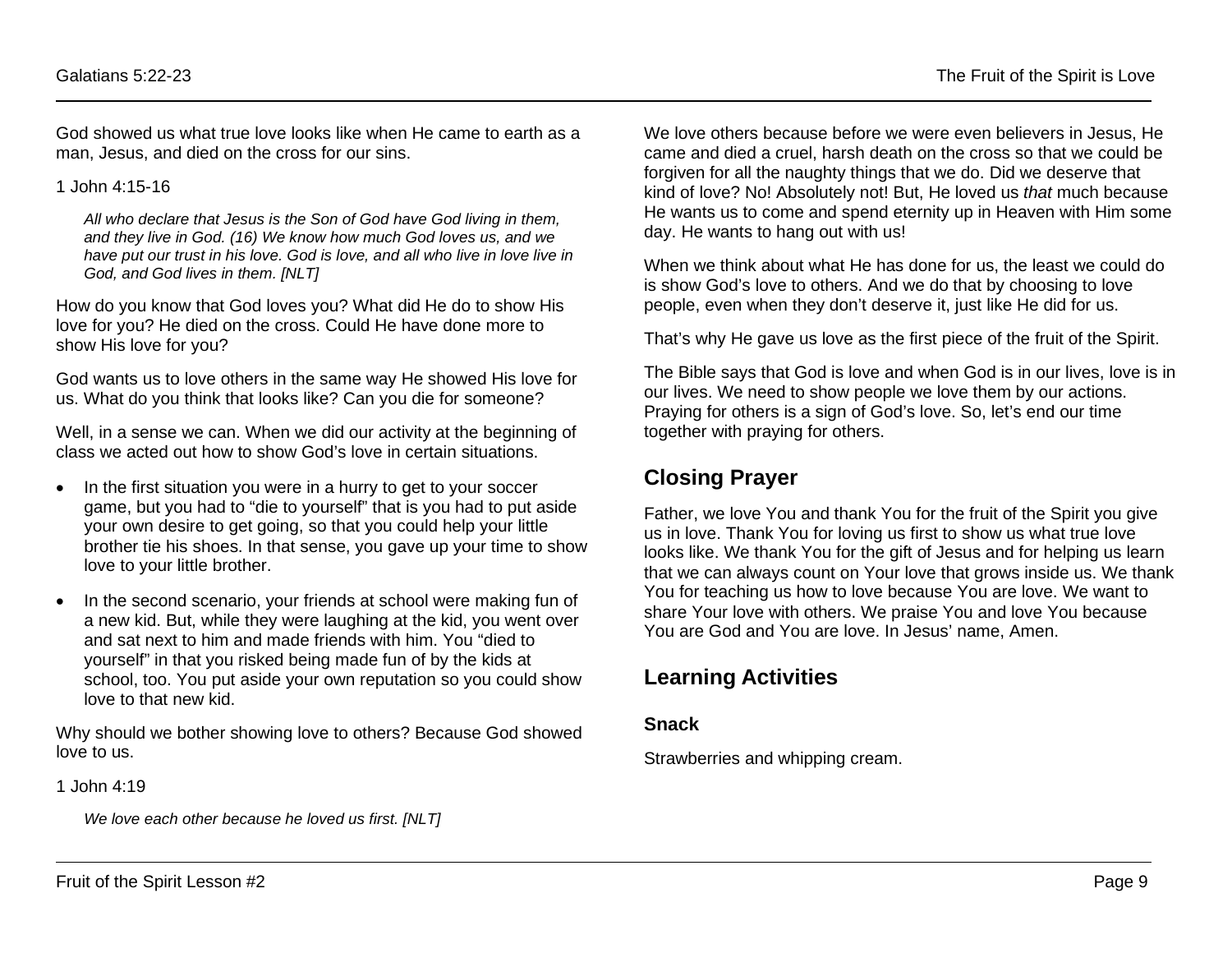God showed us what true love looks like when He came to earth as a man, Jesus, and died on the cross for our sins.

1 John 4:15-16

> *All who declare that Jesus is the Son of God have God living in them, and they live in God. (16) We know how much God loves us, and we have put our trust in his love. God is love, and all who live in love live in God, and God lives in them. [NLT]*

How do you know that God loves you? What did He do to show His love for you? He died on the cross. Could He have done more to show His love for you?

God wants us to love others in the same way He showed His love for us. What do you think that looks like? Can you die for someone?

Well, in a sense we can. When we did our activity at the beginning of class we acted out how to show God's love in certain situations.

- In the first situation you were in a hurry to get to your soccer game, but you had to "die to yourself" that is you had to put aside your own desire to get going, so that you could help your little brother tie his shoes. In that sense, you gave up your time to show love to your little brother.
- In the second scenario, your friends at school were making fun of a new kid. But, while they were laughing at the kid, you went over and sat next to him and made friends with him. You "died to yourself" in that you risked being made fun of by the kids at school, too. You put aside your own reputation so you could show love to that new kid.

Why should we bother showing love to others? Because God showed love to us.

1 John 4:19

> *We love each other because he loved us first. [NLT]*

We love others because before we were even believers in Jesus, He came and died a cruel, harsh death on the cross so that we could be forgiven for all the naughty things that we do. Did we deserve that kind of love? No! Absolutely not! But, He loved us *that* much because He wants us to come and spend eternity up in Heaven with Him some day. He wants to hang out with us!

When we think about what He has done for us, the least we could do is show God's love to others. And we do that by choosing to love people, even when they don't deserve it, just like He did for us.

That's why He gave us love as the first piece of the fruit of the Spirit.

The Bible says that God is love and when God is in our lives, love is in our lives. We need to show people we love them by our actions. Praying for others is a sign of God's love. So, let's end our time together with praying for others.

## Closing Prayer

Father, we love You and thank You for the fruit of the Spirit you give us in love. Thank You for loving us first to show us what true love looks like. We thank You for the gift of Jesus and for helping us learn that we can always count on Your love that grows inside us. We thank You for teaching us how to love because You are love. We want to share Your love with others. We praise You and love You because You are God and You are love. In Jesus' name, Amen.

## Learning Activities

### Snack

Strawberries and whipping cream.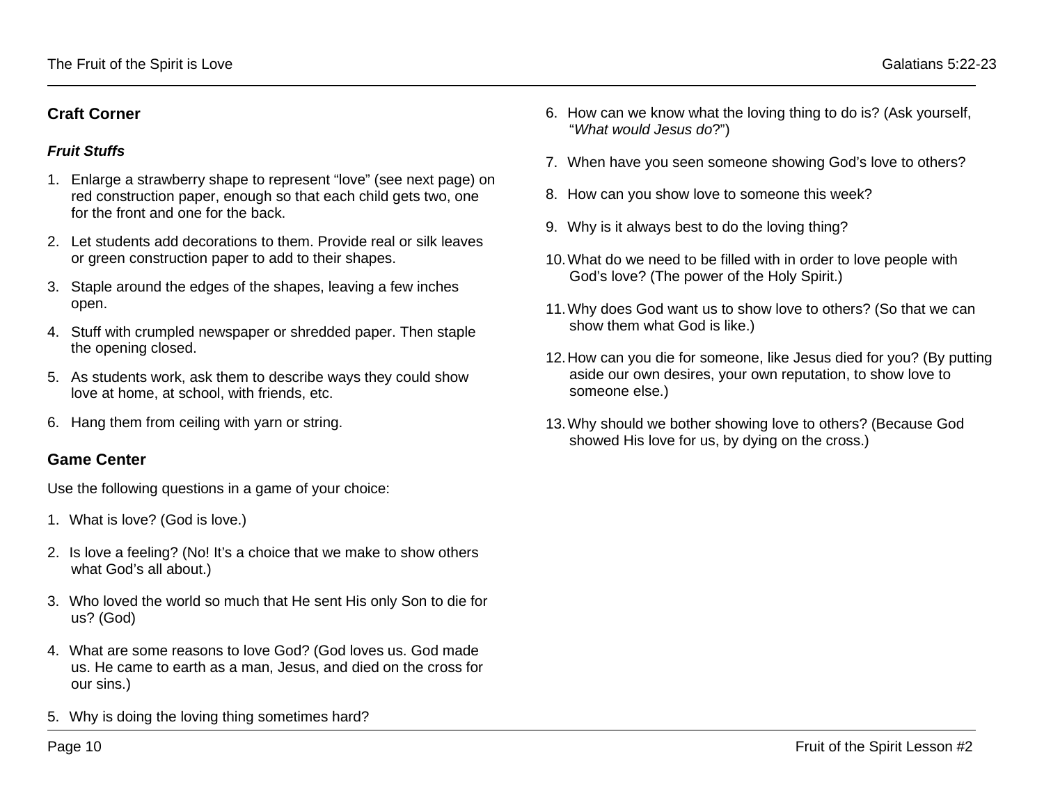## Craft Corner

### *Fruit Stuffs*

1. Enlarge a strawberry shape to represent "love" (see next page) on red construction paper, enough so that each child gets two, one for the front and one for the back.
2. Let students add decorations to them. Provide real or silk leaves or green construction paper to add to their shapes.
3. Staple around the edges of the shapes, leaving a few inches open.
4. Stuff with crumpled newspaper or shredded paper. Then staple the opening closed.
5. As students work, ask them to describe ways they could show love at home, at school, with friends, etc.
6. Hang them from ceiling with yarn or string.

## Game Center

Use the following questions in a game of your choice:

1. What is love? (God is love.)
2. Is love a feeling? (No! It's a choice that we make to show others what God's all about.)
3. Who loved the world so much that He sent His only Son to die for us? (God)
4. What are some reasons to love God? (God loves us. God made us. He came to earth as a man, Jesus, and died on the cross for our sins.)
5. Why is doing the loving thing sometimes hard?
6. How can we know what the loving thing to do is? (Ask yourself, "*What would Jesus do*?")
7. When have you seen someone showing God's love to others?
8. How can you show love to someone this week?
9. Why is it always best to do the loving thing?
10. What do we need to be filled with in order to love people with God's love? (The power of the Holy Spirit.)
11. Why does God want us to show love to others? (So that we can show them what God is like.)
12. How can you die for someone, like Jesus died for you? (By putting aside our own desires, your own reputation, to show love to someone else.)
13. Why should we bother showing love to others? (Because God showed His love for us, by dying on the cross.)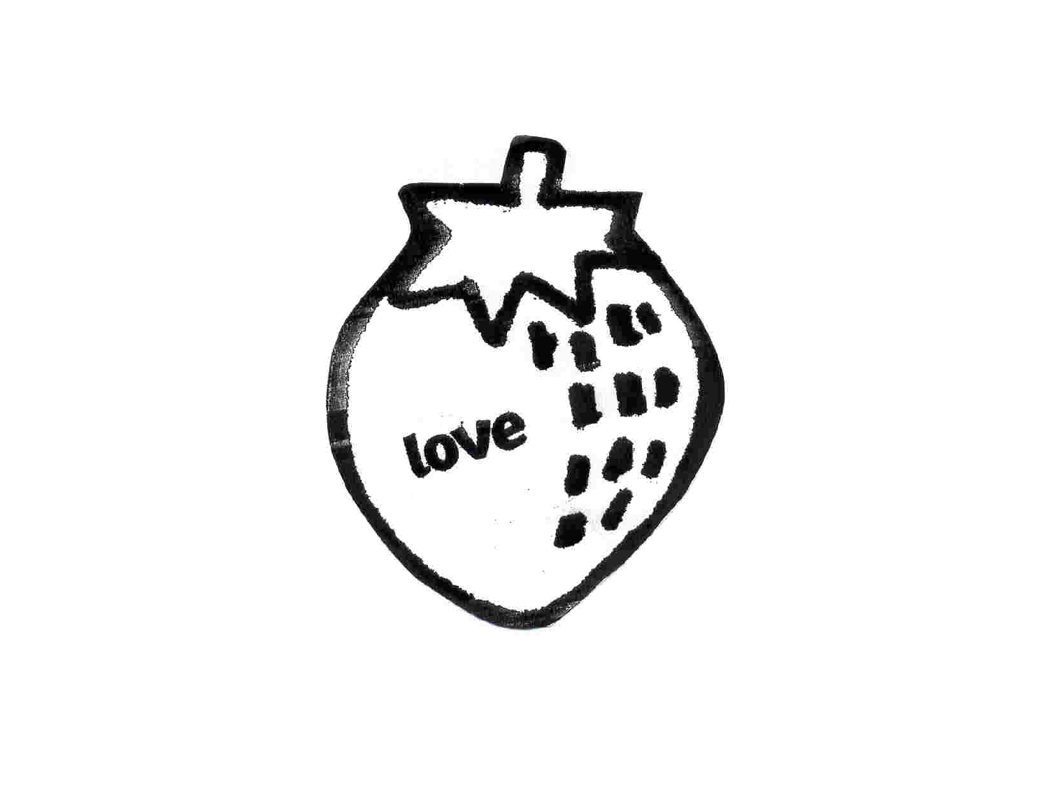love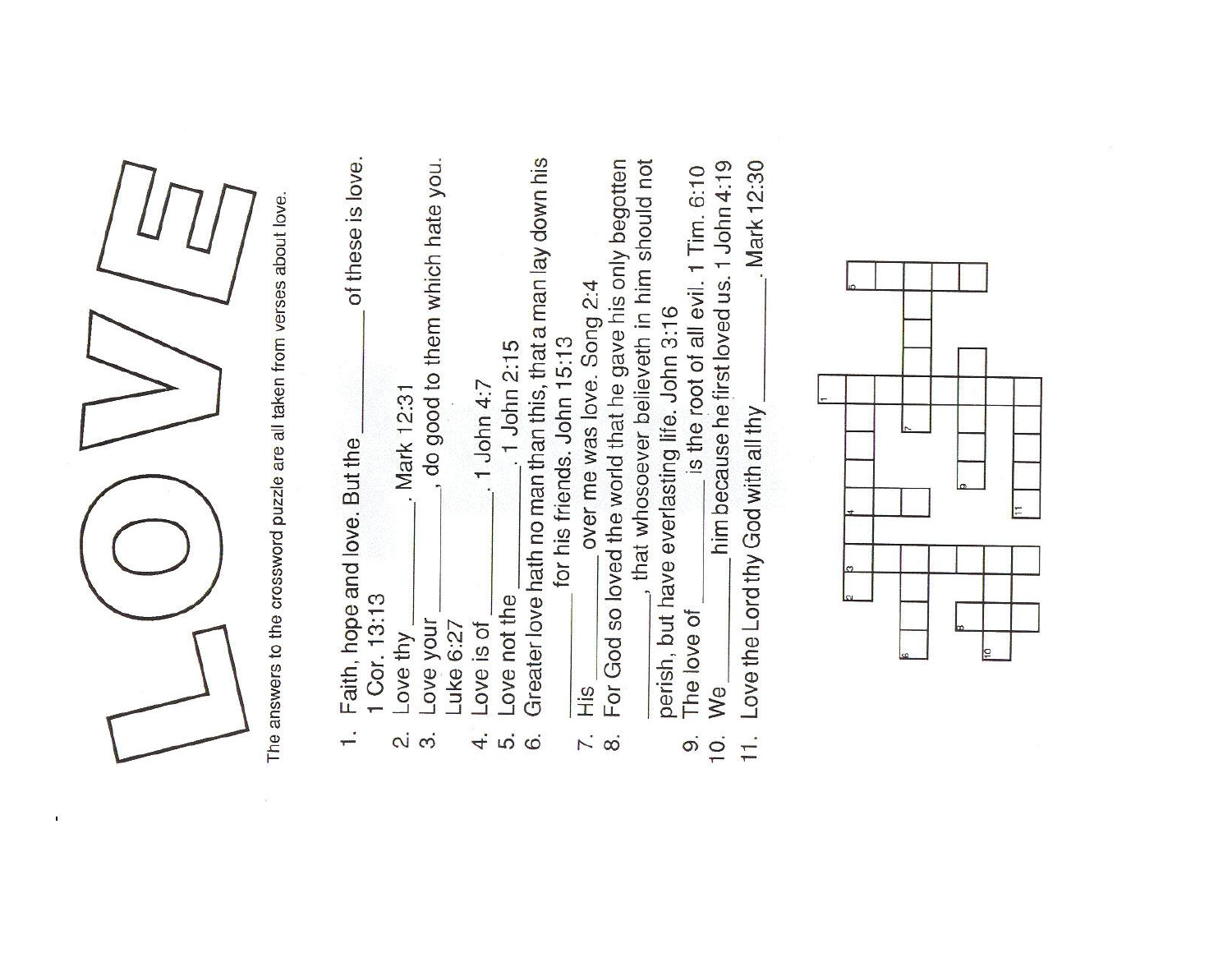# LOVE

The answers to the crossword puzzle are all taken from verses about love.

1. Faith, hope and love. But the ______ of these is love. 1 Cor. 13:13
2. Love thy ______. Mark 12:31
3. Love your ______, do good to them which hate you. Luke 6:27
4. Love is of ______. 1 John 4:7
5. Love not the ______. 1 John 2:15
6. Greater love hath no man than this, that a man lay down his ______ for his friends. John 15:13
7. His ______ over me was love. Song 2:4
8. For God so loved the world that he gave his only begotten ______, that whosoever believeth in him should not perish, but have everlasting life. John 3:16
9. The love of ______ is the root of all evil. 1 Tim. 6:10
10. We ______ him because he first loved us. 1 John 4:19
11. Love the Lord thy God with all thy ______. Mark 12:30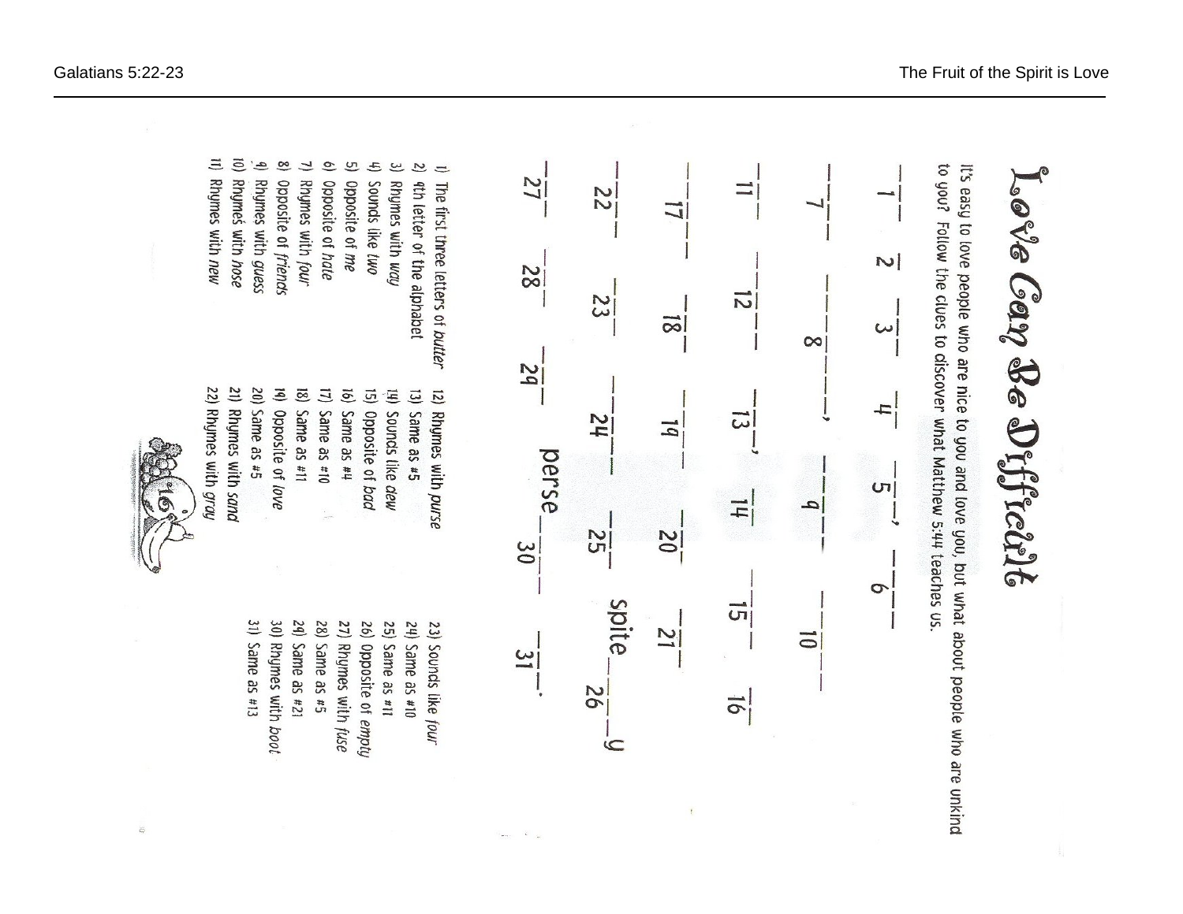# Love Can Be Difficult

It's easy to love people who are nice to you and love you, but what about people who are unkind to you? Follow the clues to discover what Matthew 5:44 teaches us.

___ ___ ___ ___ ___, ___
1 2 3 4 5 6

___ ___ ___ ___ ___
7 8 9 10

___, ___ ___, ___ ___ ___
11 12 13 14 15 16

___ ___ ___ ___ ___
17 18 19 20 21

___ ___ ___ ___ spite___y
22 23 24 25 26

___ ___ ___ perse___ ___.
27 28 29 30 31

1) The first three letters of *butter*
2) 9th letter of the alphabet
3) Rhymes with *way*
4) Sounds like *two*
5) Opposite of *me*
6) Opposite of *hate*
7) Rhymes with *four*
8) Opposite of *friends*
9) Rhymes with *guess*
10) Rhymes with *hose*
11) Rhymes with *new*
12) Rhymes with *purse*
13) Same as #5
14) Sounds like *dew*
15) Opposite of *bad*
16) Same as #4
17) Same as #10
18) Same as #11
19) Opposite of *love*
20) Same as #5
21) Rhymes with *sand*
22) Rhymes with *gray*
23) Sounds like *four*
24) Same as #10
25) Same as #11
26) Opposite of *empty*
27) Rhymes with *fuse*
28) Same as #5
29) Same as #21
30) Rhymes with *boot*
31) Same as #13